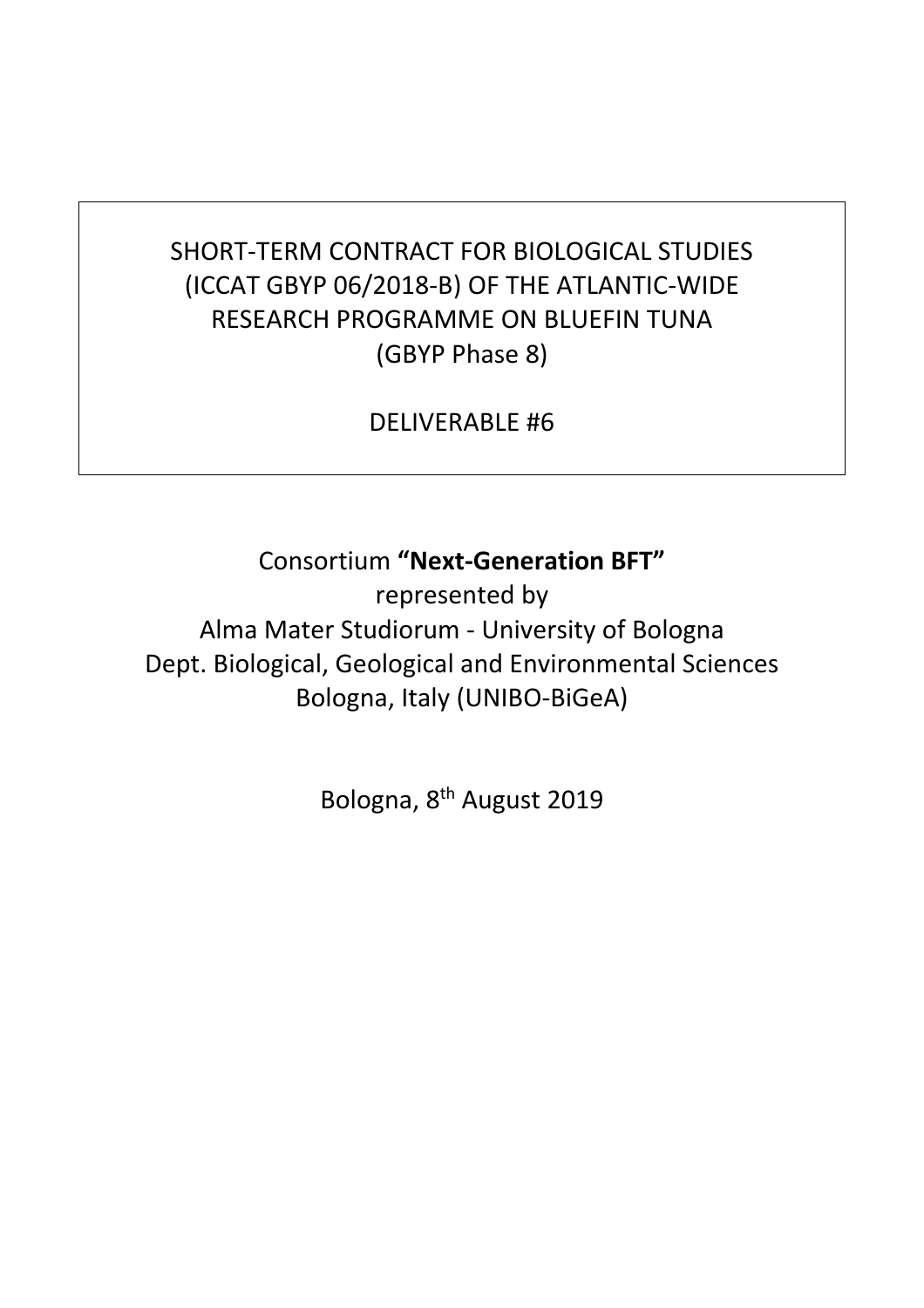# SHORT-TERM CONTRACT FOR BIOLOGICAL STUDIES (ICCAT GBYP 06/2018-B) OF THE ATLANTIC-WIDE RESEARCH PROGRAMME ON BLUEFIN TUNA (GBYP Phase 8)

## DELIVERABLE #6

Consortium **"Next-Generation BFT"**
represented by
Alma Mater Studiorum - University of Bologna
Dept. Biological, Geological and Environmental Sciences
Bologna, Italy (UNIBO-BiGeA)

Bologna, 8th August 2019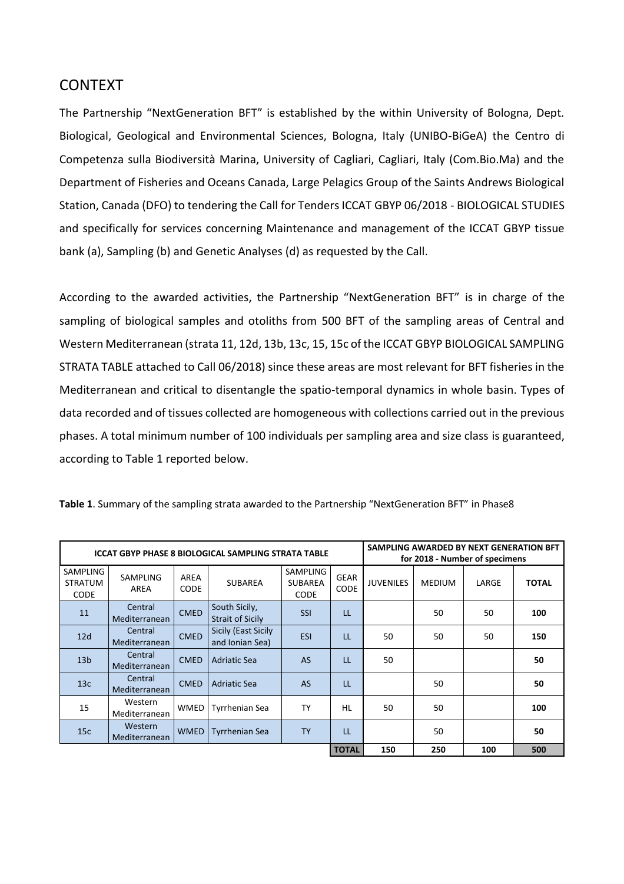# CONTEXT

The Partnership “NextGeneration BFT” is established by the within University of Bologna, Dept. Biological, Geological and Environmental Sciences, Bologna, Italy (UNIBO-BiGeA) the Centro di Competenza sulla Biodiversità Marina, University of Cagliari, Cagliari, Italy (Com.Bio.Ma) and the Department of Fisheries and Oceans Canada, Large Pelagics Group of the Saints Andrews Biological Station, Canada (DFO) to tendering the Call for Tenders ICCAT GBYP 06/2018 - BIOLOGICAL STUDIES and specifically for services concerning Maintenance and management of the ICCAT GBYP tissue bank (a), Sampling (b) and Genetic Analyses (d) as requested by the Call.

According to the awarded activities, the Partnership “NextGeneration BFT” is in charge of the sampling of biological samples and otoliths from 500 BFT of the sampling areas of Central and Western Mediterranean (strata 11, 12d, 13b, 13c, 15, 15c of the ICCAT GBYP BIOLOGICAL SAMPLING STRATA TABLE attached to Call 06/2018) since these areas are most relevant for BFT fisheries in the Mediterranean and critical to disentangle the spatio-temporal dynamics in whole basin. Types of data recorded and of tissues collected are homogeneous with collections carried out in the previous phases. A total minimum number of 100 individuals per sampling area and size class is guaranteed, according to Table 1 reported below.

**Table 1**. Summary of the sampling strata awarded to the Partnership “NextGeneration BFT” in Phase8

| ICCAT GBYP PHASE 8 BIOLOGICAL SAMPLING STRATA TABLE | | | | | | SAMPLING AWARDED BY NEXT GENERATION BFT for 2018 - Number of specimens | | | |
|---|---|---|---|---|---|---|---|---|---|
| SAMPLING STRATUM CODE | SAMPLING AREA | AREA CODE | SUBAREA | SAMPLING SUBAREA CODE | GEAR CODE | JUVENILES | MEDIUM | LARGE | TOTAL |
| 11 | Central Mediterranean | CMED | South Sicily, Strait of Sicily | SSI | LL | | 50 | 50 | **100** |
| 12d | Central Mediterranean | CMED | Sicily (East Sicily and Ionian Sea) | ESI | LL | 50 | 50 | 50 | **150** |
| 13b | Central Mediterranean | CMED | Adriatic Sea | AS | LL | 50 | | | **50** |
| 13c | Central Mediterranean | CMED | Adriatic Sea | AS | LL | | 50 | | **50** |
| 15 | Western Mediterranean | WMED | Tyrrhenian Sea | TY | HL | 50 | 50 | | **100** |
| 15c | Western Mediterranean | WMED | Tyrrhenian Sea | TY | LL | | 50 | | **50** |
| | | | | | **TOTAL** | **150** | **250** | **100** | **500** |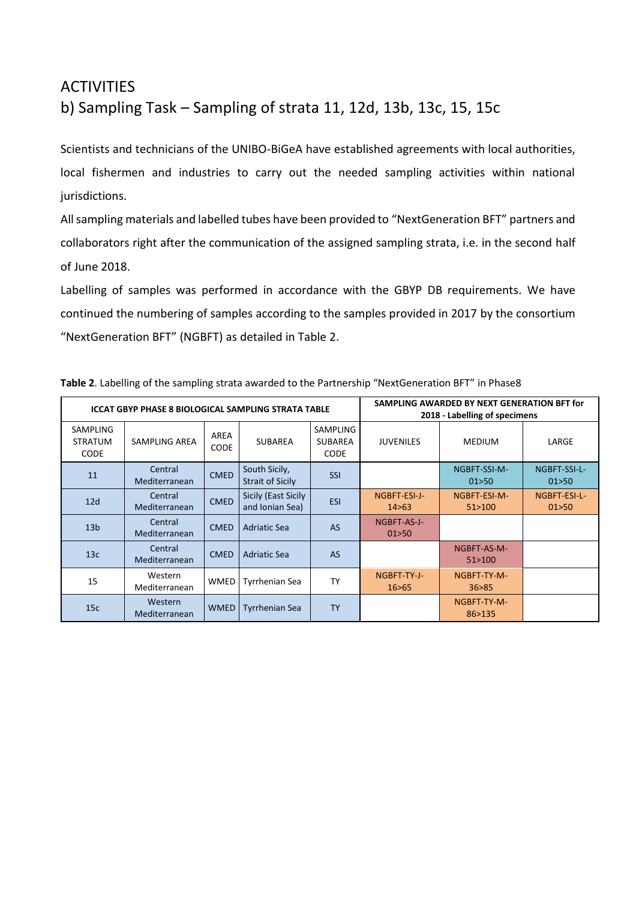# ACTIVITIES

## b) Sampling Task – Sampling of strata 11, 12d, 13b, 13c, 15, 15c

Scientists and technicians of the UNIBO-BiGeA have established agreements with local authorities, local fishermen and industries to carry out the needed sampling activities within national jurisdictions.

All sampling materials and labelled tubes have been provided to "NextGeneration BFT" partners and collaborators right after the communication of the assigned sampling strata, i.e. in the second half of June 2018.

Labelling of samples was performed in accordance with the GBYP DB requirements. We have continued the numbering of samples according to the samples provided in 2017 by the consortium "NextGeneration BFT" (NGBFT) as detailed in Table 2.

**Table 2**. Labelling of the sampling strata awarded to the Partnership "NextGeneration BFT" in Phase8

| **ICCAT GBYP PHASE 8 BIOLOGICAL SAMPLING STRATA TABLE** | | | | | **SAMPLING AWARDED BY NEXT GENERATION BFT for 2018 - Labelling of specimens** | | |
|---|---|---|---|---|---|---|---|
| SAMPLING STRATUM CODE | SAMPLING AREA | AREA CODE | SUBAREA | SAMPLING SUBAREA CODE | JUVENILES | MEDIUM | LARGE |
| 11 | Central Mediterranean | CMED | South Sicily, Strait of Sicily | SSI | | NGBFT-SSI-M-01>50 | NGBFT-SSI-L-01>50 |
| 12d | Central Mediterranean | CMED | Sicily (East Sicily and Ionian Sea) | ESI | NGBFT-ESI-J-14>63 | NGBFT-ESI-M-51>100 | NGBFT-ESI-L-01>50 |
| 13b | Central Mediterranean | CMED | Adriatic Sea | AS | NGBFT-AS-J-01>50 | | |
| 13c | Central Mediterranean | CMED | Adriatic Sea | AS | | NGBFT-AS-M-51>100 | |
| 15 | Western Mediterranean | WMED | Tyrrhenian Sea | TY | NGBFT-TY-J-16>65 | NGBFT-TY-M-36>85 | |
| 15c | Western Mediterranean | WMED | Tyrrhenian Sea | TY | | NGBFT-TY-M-86>135 | |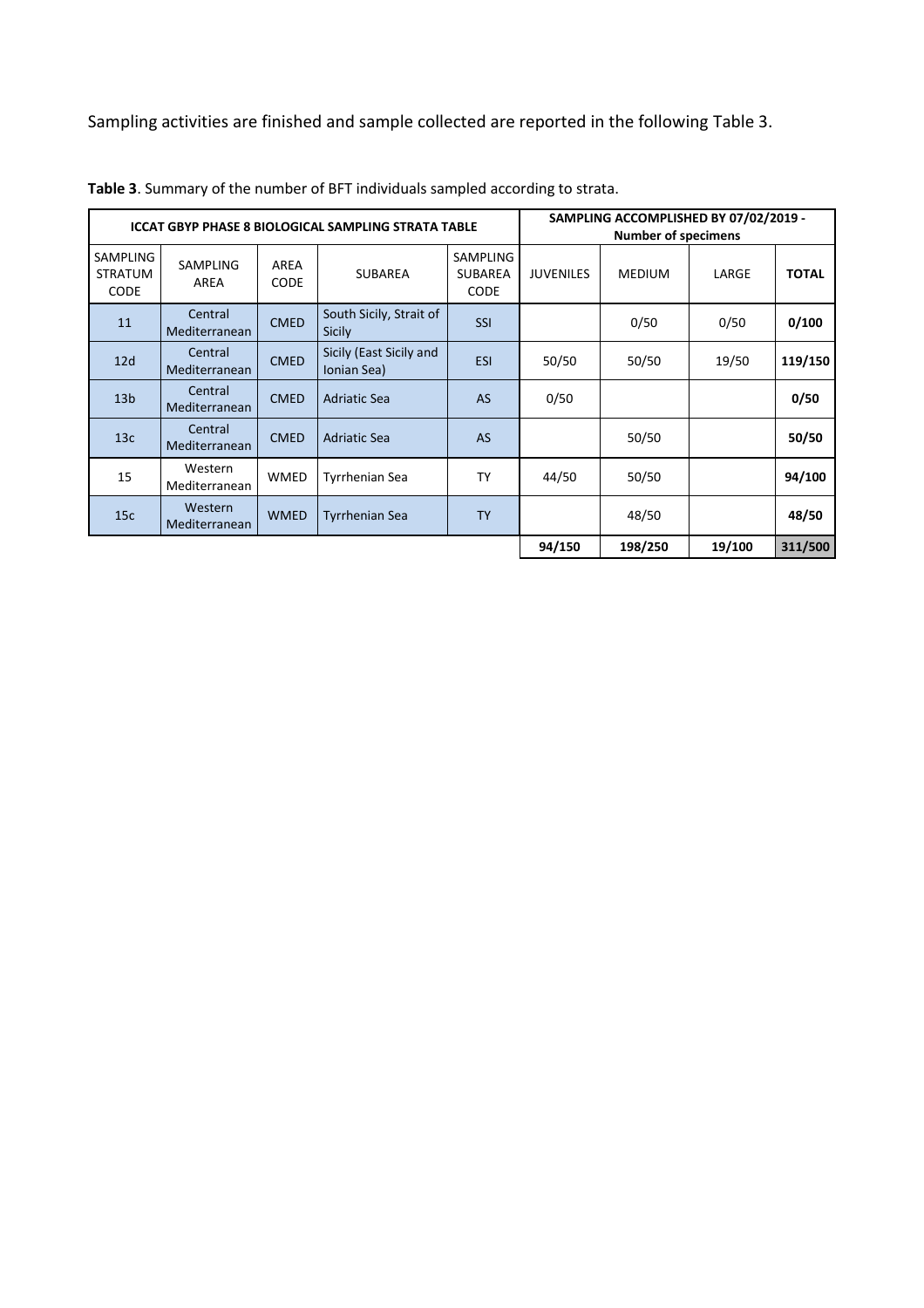Sampling activities are finished and sample collected are reported in the following Table 3.

**Table 3**. Summary of the number of BFT individuals sampled according to strata.

| ICCAT GBYP PHASE 8 BIOLOGICAL SAMPLING STRATA TABLE | | | | | SAMPLING ACCOMPLISHED BY 07/02/2019 - Number of specimens | | | |
|---|---|---|---|---|---|---|---|---|
| SAMPLING STRATUM CODE | SAMPLING AREA | AREA CODE | SUBAREA | SAMPLING SUBAREA CODE | JUVENILES | MEDIUM | LARGE | **TOTAL** |
| 11 | Central Mediterranean | CMED | South Sicily, Strait of Sicily | SSI | | 0/50 | 0/50 | **0/100** |
| 12d | Central Mediterranean | CMED | Sicily (East Sicily and Ionian Sea) | ESI | 50/50 | 50/50 | 19/50 | **119/150** |
| 13b | Central Mediterranean | CMED | Adriatic Sea | AS | 0/50 | | | **0/50** |
| 13c | Central Mediterranean | CMED | Adriatic Sea | AS | | 50/50 | | **50/50** |
| 15 | Western Mediterranean | WMED | Tyrrhenian Sea | TY | 44/50 | 50/50 | | **94/100** |
| 15c | Western Mediterranean | WMED | Tyrrhenian Sea | TY | | 48/50 | | **48/50** |
| | | | | | **94/150** | **198/250** | **19/100** | **311/500** |